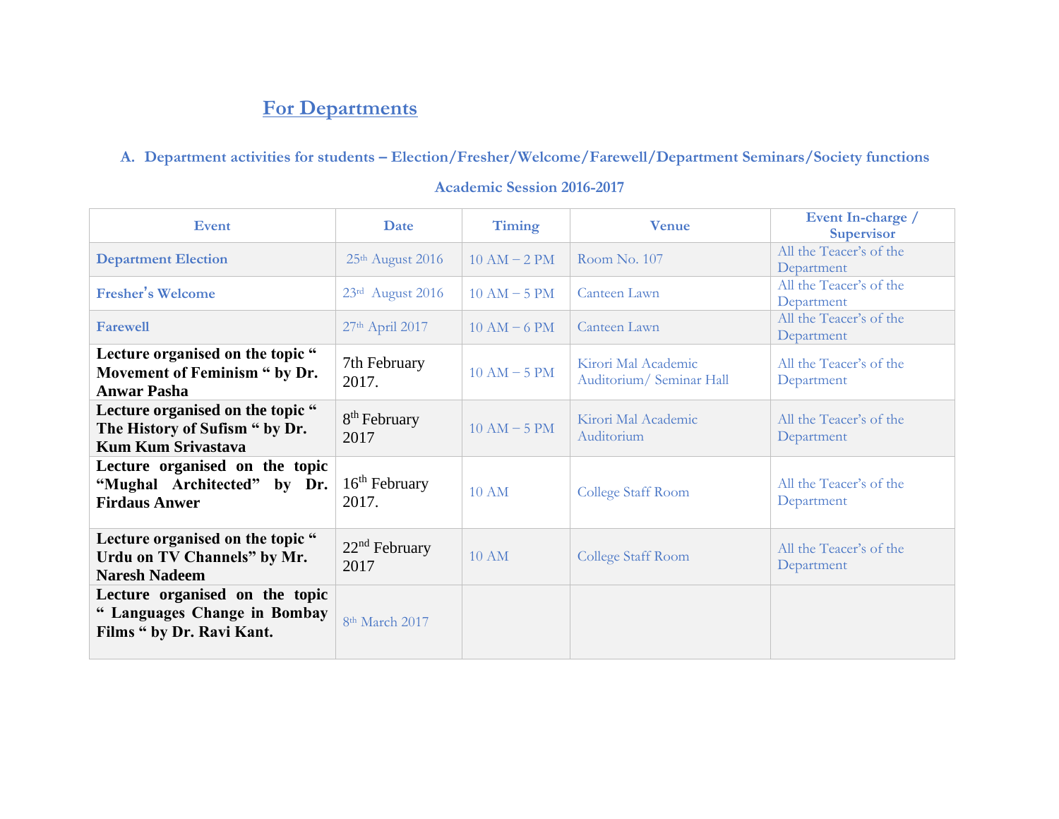# For Departments

## A. Department activities for students – Election/Fresher/Welcome/Farewell/Department Seminars/Society functions

### Academic Session 2016-2017

| Event | Date | Timing | Venue | Event In-charge / Supervisor |
|---|---|---|---|---|
| **Department Election** | 25th August 2016 | 10 AM – 2 PM | Room No. 107 | All the Teacer's of the Department |
| **Fresher's Welcome** | 23rd August 2016 | 10 AM – 5 PM | Canteen Lawn | All the Teacer's of the Department |
| **Farewell** | 27th April 2017 | 10 AM – 6 PM | Canteen Lawn | All the Teacer's of the Department |
| **Lecture organised on the topic " Movement of Feminism " by Dr. Anwar Pasha** | 7th February 2017. | 10 AM – 5 PM | Kirori Mal Academic Auditorium/ Seminar Hall | All the Teacer's of the Department |
| **Lecture organised on the topic " The History of Sufism " by Dr. Kum Kum Srivastava** | 8th February 2017 | 10 AM – 5 PM | Kirori Mal Academic Auditorium | All the Teacer's of the Department |
| **Lecture organised on the topic "Mughal Architected" by Dr. Firdaus Anwer** | 16th February 2017. | 10 AM | College Staff Room | All the Teacer's of the Department |
| **Lecture organised on the topic " Urdu on TV Channels" by Mr. Naresh Nadeem** | 22nd February 2017 | 10 AM | College Staff Room | All the Teacer's of the Department |
| **Lecture organised on the topic " Languages Change in Bombay Films " by Dr. Ravi Kant.** | 8th March 2017 | | | |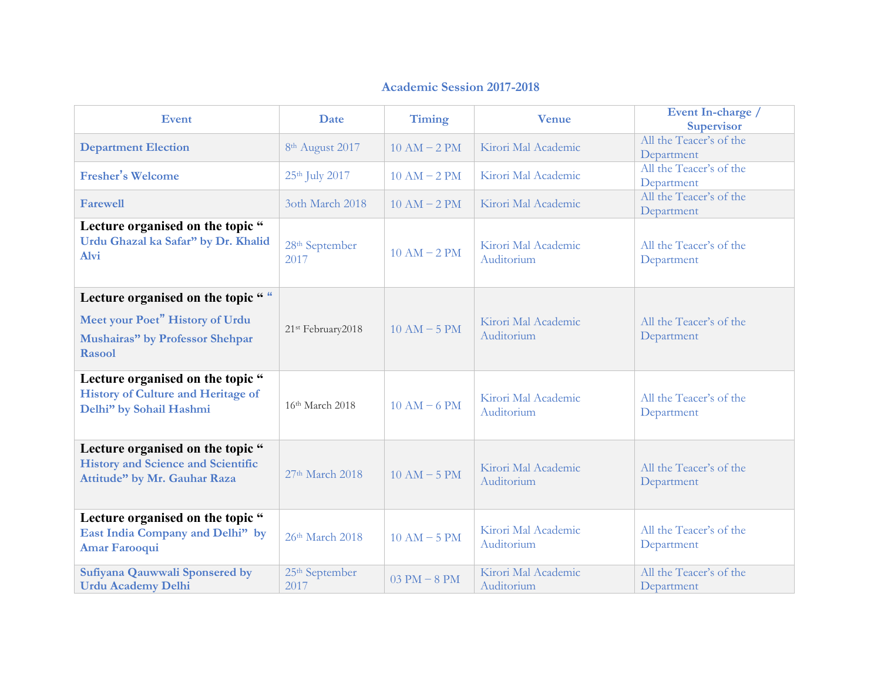## Academic Session 2017-2018

| Event | Date | Timing | Venue | Event In-charge / Supervisor |
|---|---|---|---|---|
| **Department Election** | 8th August 2017 | 10 AM – 2 PM | Kirori Mal Academic | All the Teacer's of the Department |
| **Fresher's Welcome** | 25th July 2017 | 10 AM – 2 PM | Kirori Mal Academic | All the Teacer's of the Department |
| **Farewell** | 3oth March 2018 | 10 AM – 2 PM | Kirori Mal Academic | All the Teacer's of the Department |
| **Lecture organised on the topic " Urdu Ghazal ka Safar" by Dr. Khalid Alvi** | 28th September 2017 | 10 AM – 2 PM | Kirori Mal Academic Auditorium | All the Teacer's of the Department |
| **Lecture organised on the topic " " Meet your Poet" History of Urdu Mushairas" by Professor Shehpar Rasool** | 21st February2018 | 10 AM – 5 PM | Kirori Mal Academic Auditorium | All the Teacer's of the Department |
| **Lecture organised on the topic " History of Culture and Heritage of Delhi" by Sohail Hashmi** | 16th March 2018 | 10 AM – 6 PM | Kirori Mal Academic Auditorium | All the Teacer's of the Department |
| **Lecture organised on the topic " History and Science and Scientific Attitude" by Mr. Gauhar Raza** | 27th March 2018 | 10 AM – 5 PM | Kirori Mal Academic Auditorium | All the Teacer's of the Department |
| **Lecture organised on the topic " East India Company and Delhi" by Amar Farooqui** | 26th March 2018 | 10 AM – 5 PM | Kirori Mal Academic Auditorium | All the Teacer's of the Department |
| **Sufiyana Qauwwali Sponsered by Urdu Academy Delhi** | 25th September 2017 | 03 PM – 8 PM | Kirori Mal Academic Auditorium | All the Teacer's of the Department |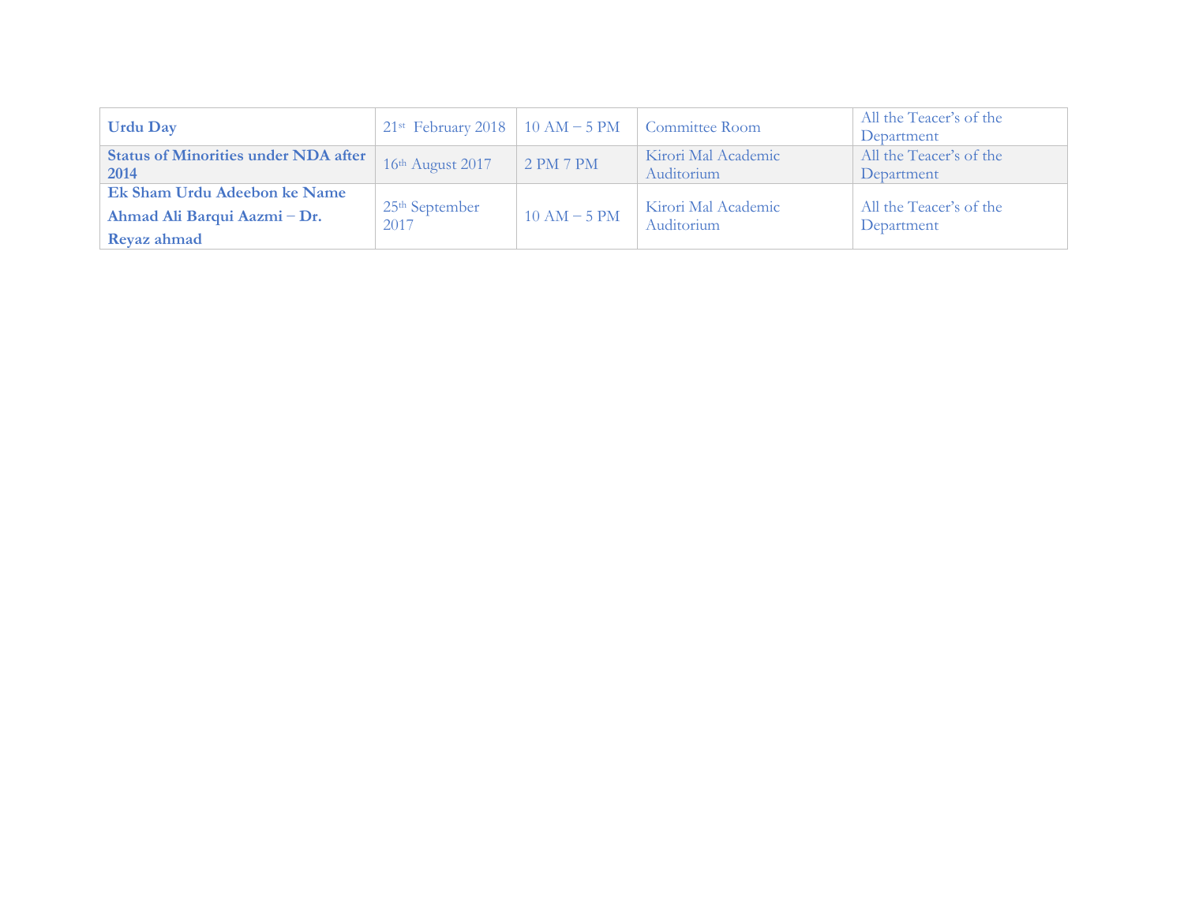| | | | | |
|---|---|---|---|---|
| **Urdu Day** | 21st February 2018 | 10 AM – 5 PM | Committee Room | All the Teacer's of the Department |
| **Status of Minorities under NDA after 2014** | 16th August 2017 | 2 PM 7 PM | Kirori Mal Academic Auditorium | All the Teacer's of the Department |
| **Ek Sham Urdu Adeebon ke Name Ahmad Ali Barqui Aazmi – Dr. Reyaz ahmad** | 25th September 2017 | 10 AM – 5 PM | Kirori Mal Academic Auditorium | All the Teacer's of the Department |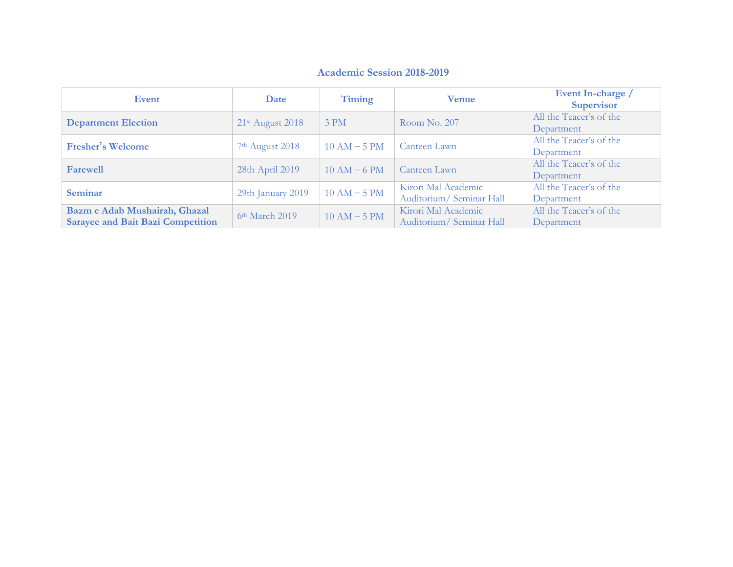## Academic Session 2018-2019

| Event | Date | Timing | Venue | Event In-charge / Supervisor |
|---|---|---|---|---|
| **Department Election** | 21st August 2018 | 3 PM | Room No. 207 | All the Teacer's of the Department |
| **Fresher's Welcome** | 7th August 2018 | 10 AM – 5 PM | Canteen Lawn | All the Teacer's of the Department |
| **Farewell** | 28th April 2019 | 10 AM – 6 PM | Canteen Lawn | All the Teacer's of the Department |
| **Seminar** | 29th January 2019 | 10 AM – 5 PM | Kirori Mal Academic Auditorium/ Seminar Hall | All the Teacer's of the Department |
| **Bazm e Adab Mushairah, Ghazal Sarayee and Bait Bazi Competition** | 6th March 2019 | 10 AM – 5 PM | Kirori Mal Academic Auditorium/ Seminar Hall | All the Teacer's of the Department |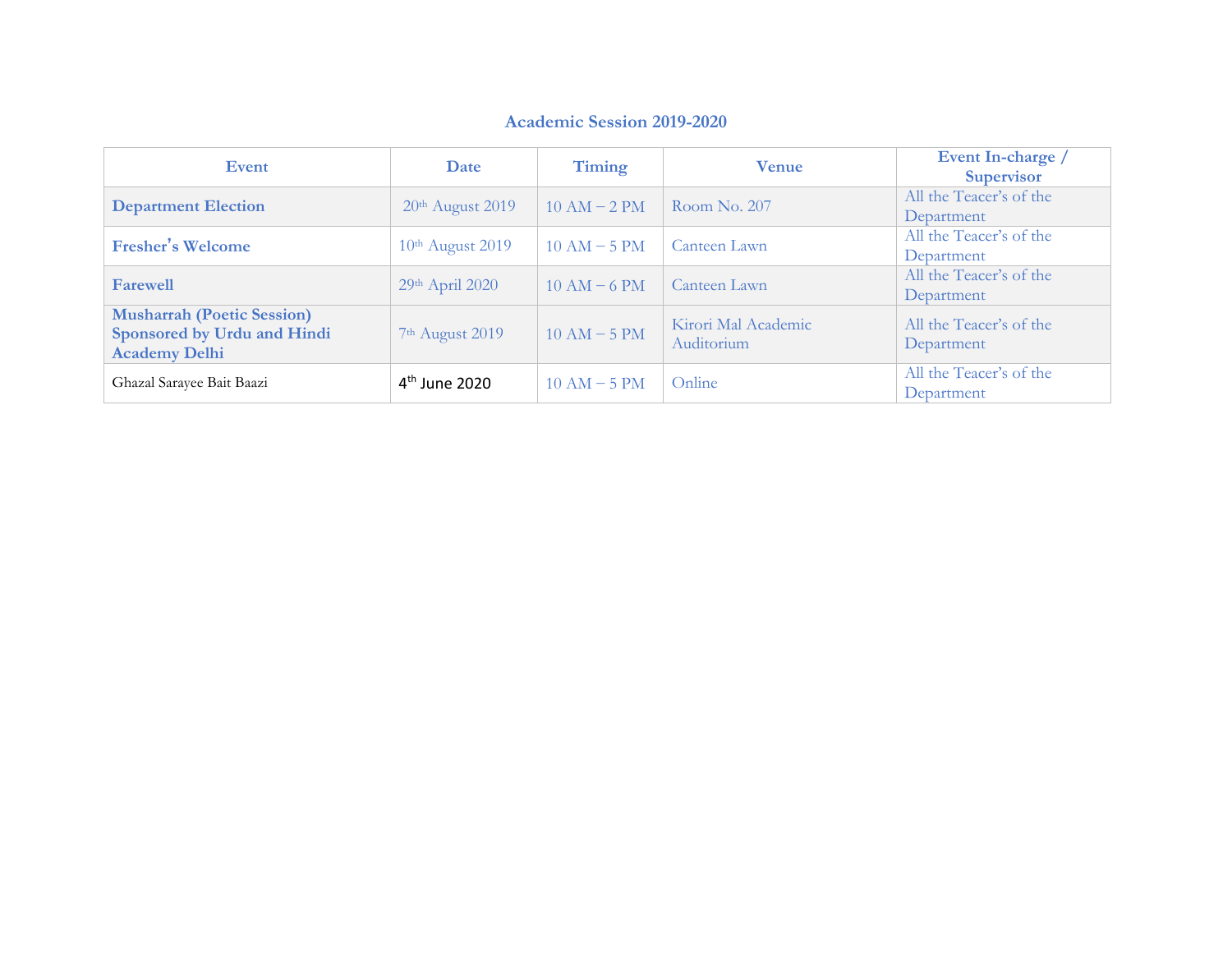### Academic Session 2019-2020

| Event | Date | Timing | Venue | Event In-charge / Supervisor |
|---|---|---|---|---|
| **Department Election** | 20th August 2019 | 10 AM – 2 PM | Room No. 207 | All the Teacer's of the Department |
| **Fresher's Welcome** | 10th August 2019 | 10 AM – 5 PM | Canteen Lawn | All the Teacer's of the Department |
| **Farewell** | 29th April 2020 | 10 AM – 6 PM | Canteen Lawn | All the Teacer's of the Department |
| **Musharrah (Poetic Session) Sponsored by Urdu and Hindi Academy Delhi** | 7th August 2019 | 10 AM – 5 PM | Kirori Mal Academic Auditorium | All the Teacer's of the Department |
| Ghazal Sarayee Bait Baazi | 4th June 2020 | 10 AM – 5 PM | Online | All the Teacer's of the Department |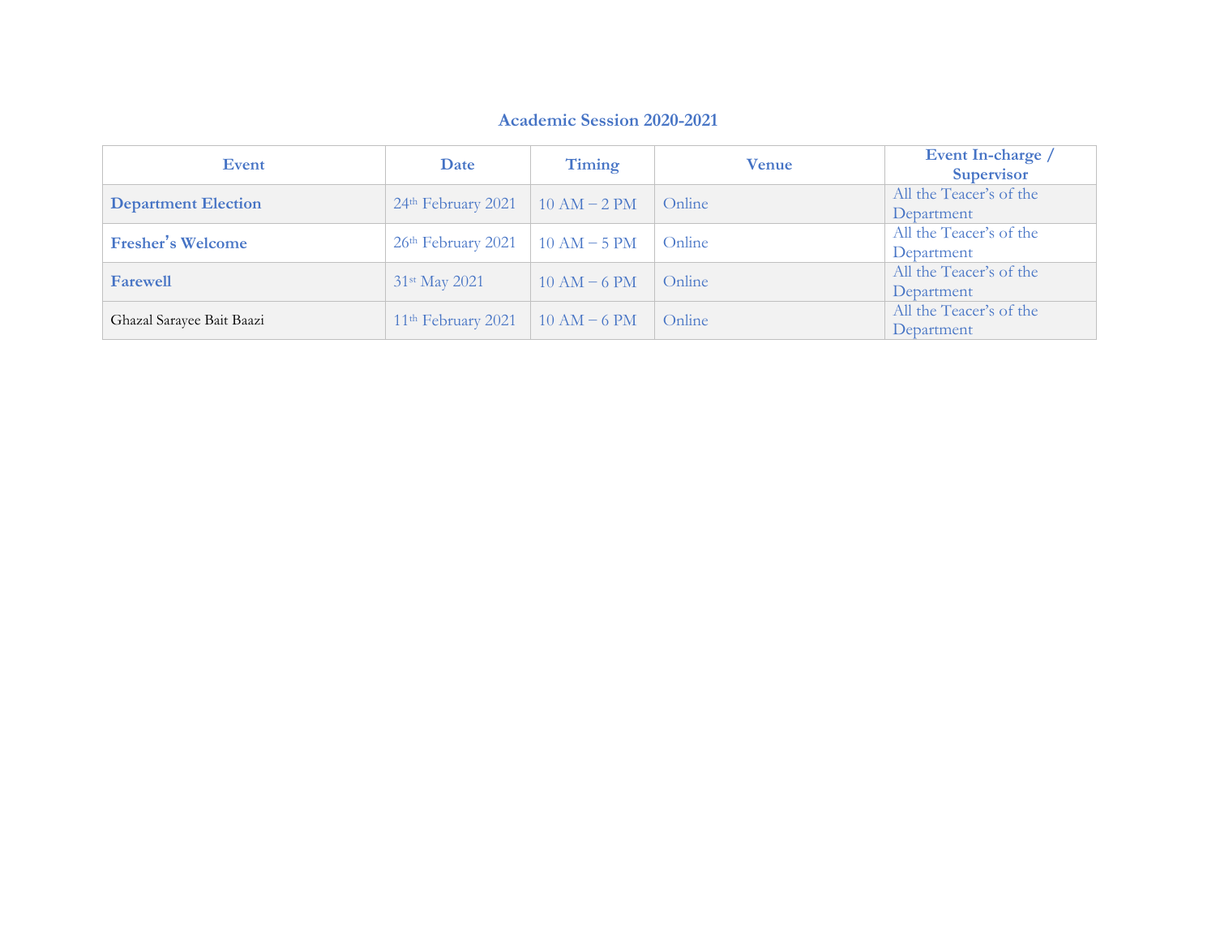## Academic Session 2020-2021

| Event | Date | Timing | Venue | Event In-charge / Supervisor |
|---|---|---|---|---|
| **Department Election** | 24th February 2021 | 10 AM – 2 PM | Online | All the Teacer's of the Department |
| **Fresher's Welcome** | 26th February 2021 | 10 AM – 5 PM | Online | All the Teacer's of the Department |
| **Farewell** | 31st May 2021 | 10 AM – 6 PM | Online | All the Teacer's of the Department |
| Ghazal Sarayee Bait Baazi | 11th February 2021 | 10 AM – 6 PM | Online | All the Teacer's of the Department |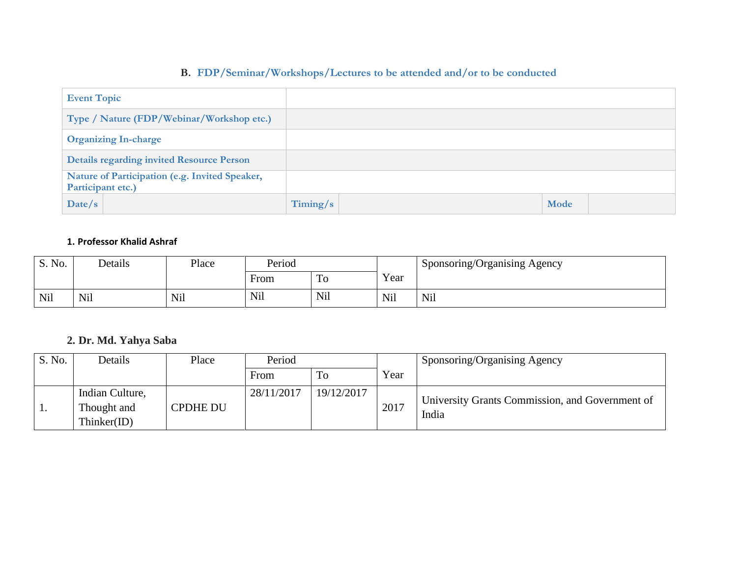## B. FDP/Seminar/Workshops/Lectures to be attended and/or to be conducted

| Event Topic | | | | | |
|---|---|---|---|---|---|
| Type / Nature (FDP/Webinar/Workshop etc.) | | | | | |
| Organizing In-charge | | | | | |
| Details regarding invited Resource Person | | | | | |
| Nature of Participation (e.g. Invited Speaker, Participant etc.) | | | | | |
| Date/s | | Timing/s | | Mode | |

**1. Professor Khalid Ashraf**

| S. No. | Details | Place | Period | | Year | Sponsoring/Organising Agency |
|---|---|---|---|---|---|---|
| | | | From | To | | |
| Nil | Nil | Nil | Nil | Nil | Nil | Nil |

**2. Dr. Md. Yahya Saba**

| S. No. | Details | Place | Period | | Year | Sponsoring/Organising Agency |
|---|---|---|---|---|---|---|
| | | | From | To | | |
| 1. | Indian Culture, Thought and Thinker(ID) | CPDHE DU | 28/11/2017 | 19/12/2017 | 2017 | University Grants Commission, and Government of India |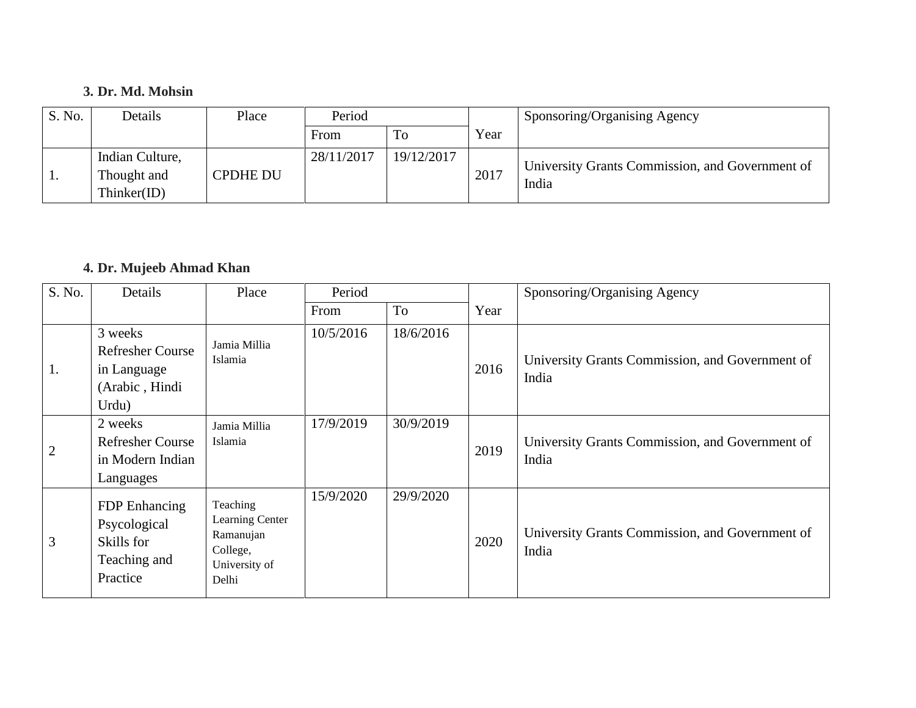**3. Dr. Md. Mohsin**

| S. No. | Details | Place | Period | | Year | Sponsoring/Organising Agency |
|---|---|---|---|---|---|---|
| | | | From | To | | |
| 1. | Indian Culture, Thought and Thinker(ID) | CPDHE DU | 28/11/2017 | 19/12/2017 | 2017 | University Grants Commission, and Government of India |

**4. Dr. Mujeeb Ahmad Khan**

| S. No. | Details | Place | Period | | Year | Sponsoring/Organising Agency |
|---|---|---|---|---|---|---|
| | | | From | To | | |
| 1. | 3 weeks Refresher Course in Language (Arabic , Hindi Urdu) | Jamia Millia Islamia | 10/5/2016 | 18/6/2016 | 2016 | University Grants Commission, and Government of India |
| 2 | 2 weeks Refresher Course in Modern Indian Languages | Jamia Millia Islamia | 17/9/2019 | 30/9/2019 | 2019 | University Grants Commission, and Government of India |
| 3 | FDP Enhancing Psycological Skills for Teaching and Practice | Teaching Learning Center Ramanujan College, University of Delhi | 15/9/2020 | 29/9/2020 | 2020 | University Grants Commission, and Government of India |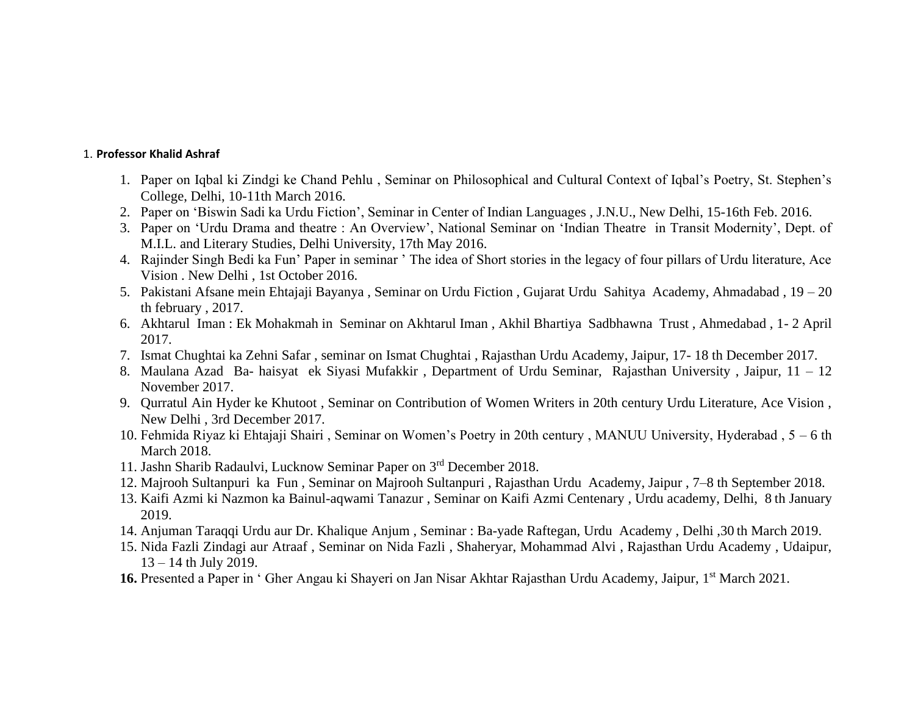1. **Professor Khalid Ashraf**

1. Paper on Iqbal ki Zindgi ke Chand Pehlu , Seminar on Philosophical and Cultural Context of Iqbal's Poetry, St. Stephen's College, Delhi, 10-11th March 2016.
2. Paper on 'Biswin Sadi ka Urdu Fiction', Seminar in Center of Indian Languages , J.N.U., New Delhi, 15-16th Feb. 2016.
3. Paper on 'Urdu Drama and theatre : An Overview', National Seminar on 'Indian Theatre in Transit Modernity', Dept. of M.I.L. and Literary Studies, Delhi University, 17th May 2016.
4. Rajinder Singh Bedi ka Fun' Paper in seminar ' The idea of Short stories in the legacy of four pillars of Urdu literature, Ace Vision . New Delhi , 1st October 2016.
5. Pakistani Afsane mein Ehtajaji Bayanya , Seminar on Urdu Fiction , Gujarat Urdu Sahitya Academy, Ahmadabad , 19 – 20 th february , 2017.
6. Akhtarul Iman : Ek Mohakmah in Seminar on Akhtarul Iman , Akhil Bhartiya Sadbhawna Trust , Ahmedabad , 1- 2 April 2017.
7. Ismat Chughtai ka Zehni Safar , seminar on Ismat Chughtai , Rajasthan Urdu Academy, Jaipur, 17- 18 th December 2017.
8. Maulana Azad Ba- haisyat ek Siyasi Mufakkir , Department of Urdu Seminar, Rajasthan University , Jaipur, 11 – 12 November 2017.
9. Qurratul Ain Hyder ke Khutoot , Seminar on Contribution of Women Writers in 20th century Urdu Literature, Ace Vision , New Delhi , 3rd December 2017.
10. Fehmida Riyaz ki Ehtajaji Shairi , Seminar on Women's Poetry in 20th century , MANUU University, Hyderabad , 5 – 6 th March 2018.
11. Jashn Sharib Radaulvi, Lucknow Seminar Paper on 3rd December 2018.
12. Majrooh Sultanpuri ka Fun , Seminar on Majrooh Sultanpuri , Rajasthan Urdu Academy, Jaipur , 7–8 th September 2018.
13. Kaifi Azmi ki Nazmon ka Bainul-aqwami Tanazur , Seminar on Kaifi Azmi Centenary , Urdu academy, Delhi, 8 th January 2019.
14. Anjuman Taraqqi Urdu aur Dr. Khalique Anjum , Seminar : Ba-yade Raftegan, Urdu Academy , Delhi ,30 th March 2019.
15. Nida Fazli Zindagi aur Atraaf , Seminar on Nida Fazli , Shaheryar, Mohammad Alvi , Rajasthan Urdu Academy , Udaipur, 13 – 14 th July 2019.
16. Presented a Paper in ' Gher Angau ki Shayeri on Jan Nisar Akhtar Rajasthan Urdu Academy, Jaipur, 1st March 2021.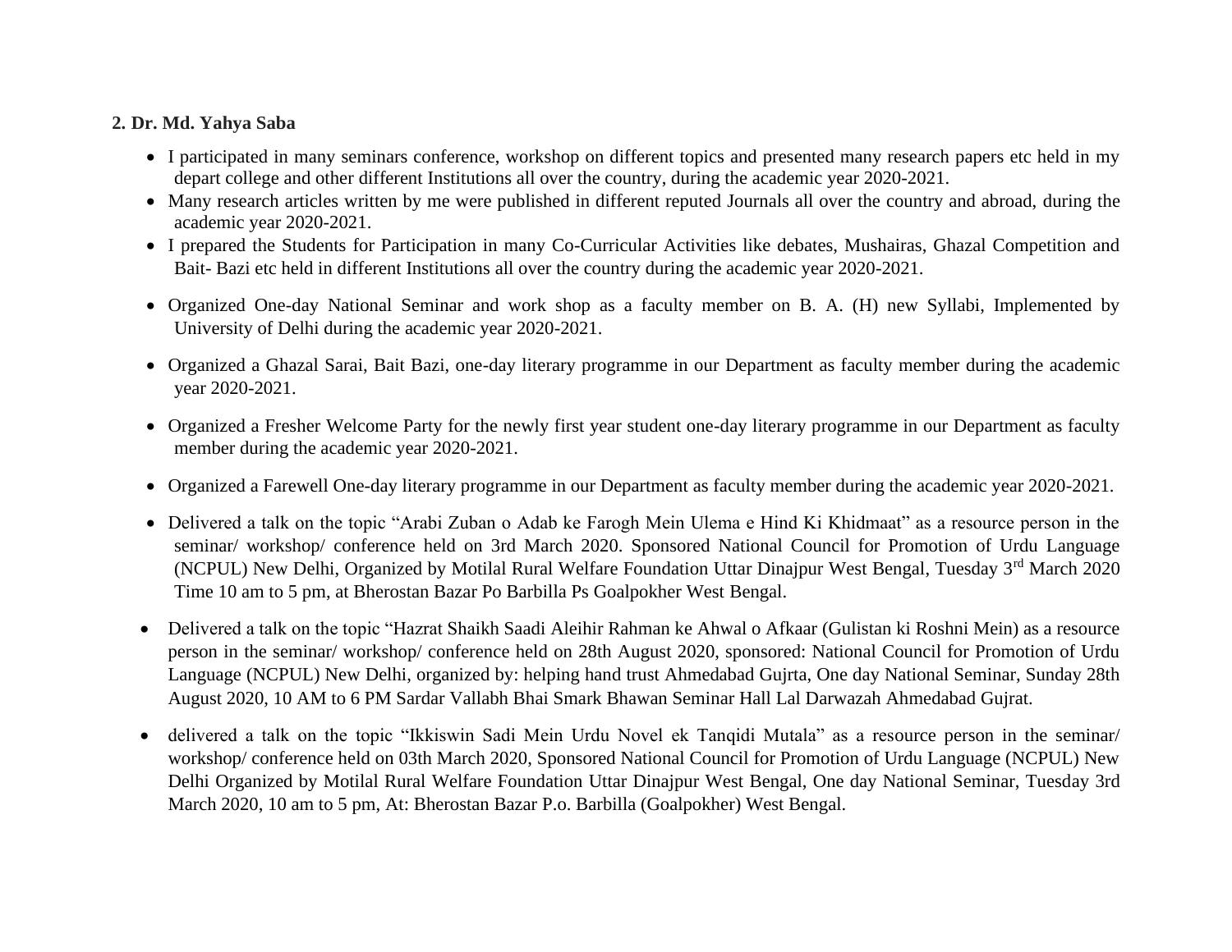**2. Dr. Md. Yahya Saba**

- I participated in many seminars conference, workshop on different topics and presented many research papers etc held in my depart college and other different Institutions all over the country, during the academic year 2020-2021.
- Many research articles written by me were published in different reputed Journals all over the country and abroad, during the academic year 2020-2021.
- I prepared the Students for Participation in many Co-Curricular Activities like debates, Mushairas, Ghazal Competition and Bait- Bazi etc held in different Institutions all over the country during the academic year 2020-2021.
- Organized One-day National Seminar and work shop as a faculty member on B. A. (H) new Syllabi, Implemented by University of Delhi during the academic year 2020-2021.
- Organized a Ghazal Sarai, Bait Bazi, one-day literary programme in our Department as faculty member during the academic year 2020-2021.
- Organized a Fresher Welcome Party for the newly first year student one-day literary programme in our Department as faculty member during the academic year 2020-2021.
- Organized a Farewell One-day literary programme in our Department as faculty member during the academic year 2020-2021.
- Delivered a talk on the topic "Arabi Zuban o Adab ke Farogh Mein Ulema e Hind Ki Khidmaat" as a resource person in the seminar/ workshop/ conference held on 3rd March 2020. Sponsored National Council for Promotion of Urdu Language (NCPUL) New Delhi, Organized by Motilal Rural Welfare Foundation Uttar Dinajpur West Bengal, Tuesday 3rd March 2020 Time 10 am to 5 pm, at Bherostan Bazar Po Barbilla Ps Goalpokher West Bengal.
- Delivered a talk on the topic "Hazrat Shaikh Saadi Aleihir Rahman ke Ahwal o Afkaar (Gulistan ki Roshni Mein) as a resource person in the seminar/ workshop/ conference held on 28th August 2020, sponsored: National Council for Promotion of Urdu Language (NCPUL) New Delhi, organized by: helping hand trust Ahmedabad Gujrta, One day National Seminar, Sunday 28th August 2020, 10 AM to 6 PM Sardar Vallabh Bhai Smark Bhawan Seminar Hall Lal Darwazah Ahmedabad Gujrat.
- delivered a talk on the topic "Ikkiswin Sadi Mein Urdu Novel ek Tanqidi Mutala" as a resource person in the seminar/ workshop/ conference held on 03th March 2020, Sponsored National Council for Promotion of Urdu Language (NCPUL) New Delhi Organized by Motilal Rural Welfare Foundation Uttar Dinajpur West Bengal, One day National Seminar, Tuesday 3rd March 2020, 10 am to 5 pm, At: Bherostan Bazar P.o. Barbilla (Goalpokher) West Bengal.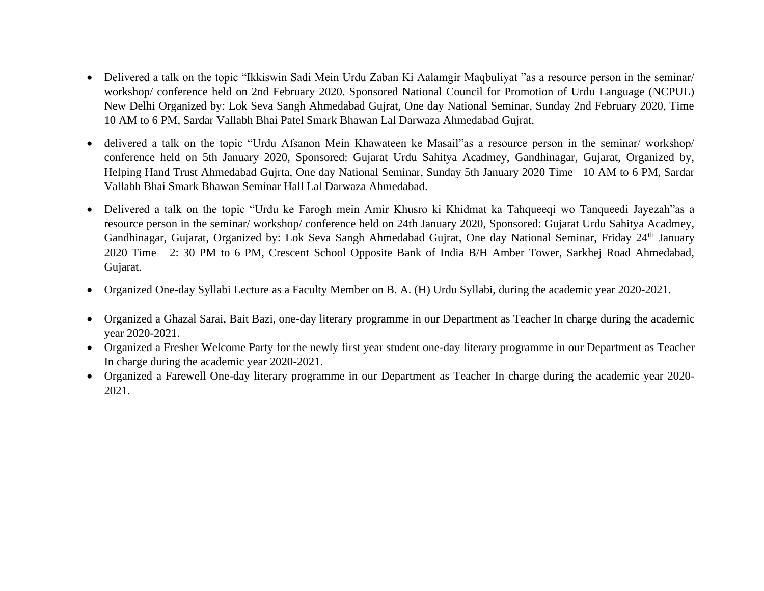- Delivered a talk on the topic "Ikkiswin Sadi Mein Urdu Zaban Ki Aalamgir Maqbuliyat "as a resource person in the seminar/ workshop/ conference held on 2nd February 2020. Sponsored National Council for Promotion of Urdu Language (NCPUL) New Delhi Organized by: Lok Seva Sangh Ahmedabad Gujrat, One day National Seminar, Sunday 2nd February 2020, Time 10 AM to 6 PM, Sardar Vallabh Bhai Patel Smark Bhawan Lal Darwaza Ahmedabad Gujrat.

- delivered a talk on the topic "Urdu Afsanon Mein Khawateen ke Masail"as a resource person in the seminar/ workshop/ conference held on 5th January 2020, Sponsored: Gujarat Urdu Sahitya Acadmey, Gandhinagar, Gujarat, Organized by, Helping Hand Trust Ahmedabad Gujrta, One day National Seminar, Sunday 5th January 2020 Time 10 AM to 6 PM, Sardar Vallabh Bhai Smark Bhawan Seminar Hall Lal Darwaza Ahmedabad.

- Delivered a talk on the topic "Urdu ke Farogh mein Amir Khusro ki Khidmat ka Tahqueeqi wo Tanqueedi Jayezah"as a resource person in the seminar/ workshop/ conference held on 24th January 2020, Sponsored: Gujarat Urdu Sahitya Acadmey, Gandhinagar, Gujarat, Organized by: Lok Seva Sangh Ahmedabad Gujrat, One day National Seminar, Friday 24th January 2020 Time 2: 30 PM to 6 PM, Crescent School Opposite Bank of India B/H Amber Tower, Sarkhej Road Ahmedabad, Gujarat.

- Organized One-day Syllabi Lecture as a Faculty Member on B. A. (H) Urdu Syllabi, during the academic year 2020-2021.

- Organized a Ghazal Sarai, Bait Bazi, one-day literary programme in our Department as Teacher In charge during the academic year 2020-2021.
- Organized a Fresher Welcome Party for the newly first year student one-day literary programme in our Department as Teacher In charge during the academic year 2020-2021.
- Organized a Farewell One-day literary programme in our Department as Teacher In charge during the academic year 2020-2021.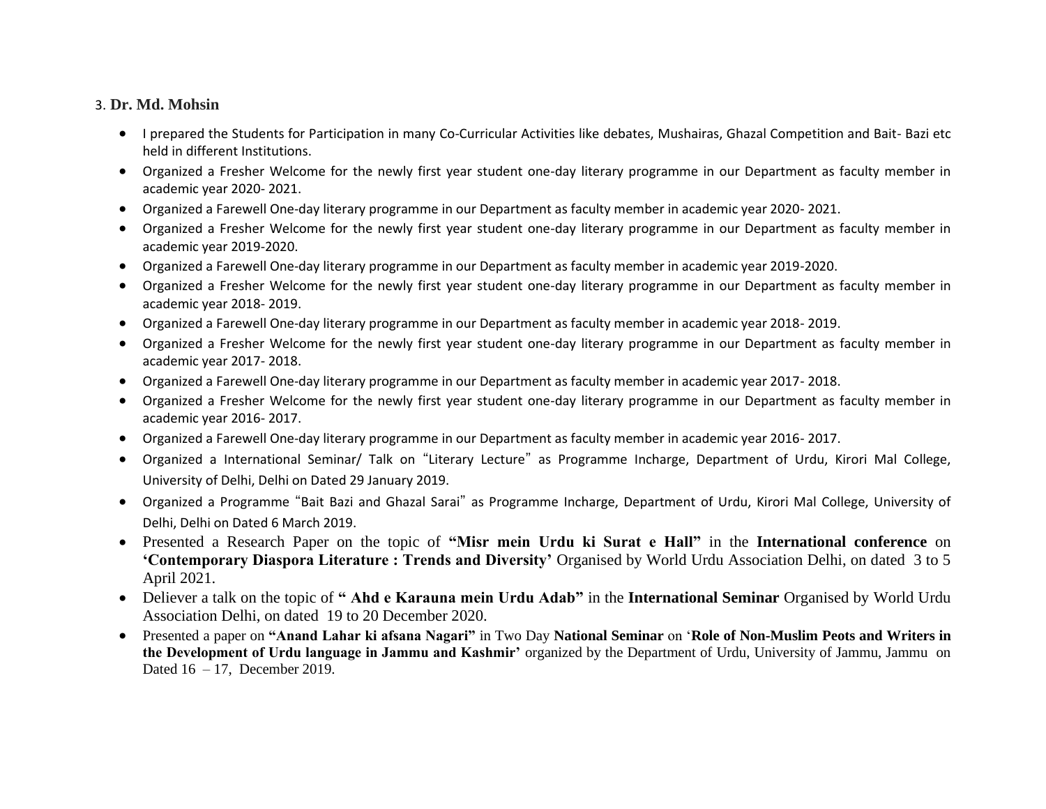3. **Dr. Md. Mohsin**

- I prepared the Students for Participation in many Co-Curricular Activities like debates, Mushairas, Ghazal Competition and Bait- Bazi etc held in different Institutions.
- Organized a Fresher Welcome for the newly first year student one-day literary programme in our Department as faculty member in academic year 2020- 2021.
- Organized a Farewell One-day literary programme in our Department as faculty member in academic year 2020- 2021.
- Organized a Fresher Welcome for the newly first year student one-day literary programme in our Department as faculty member in academic year 2019-2020.
- Organized a Farewell One-day literary programme in our Department as faculty member in academic year 2019-2020.
- Organized a Fresher Welcome for the newly first year student one-day literary programme in our Department as faculty member in academic year 2018- 2019.
- Organized a Farewell One-day literary programme in our Department as faculty member in academic year 2018- 2019.
- Organized a Fresher Welcome for the newly first year student one-day literary programme in our Department as faculty member in academic year 2017- 2018.
- Organized a Farewell One-day literary programme in our Department as faculty member in academic year 2017- 2018.
- Organized a Fresher Welcome for the newly first year student one-day literary programme in our Department as faculty member in academic year 2016- 2017.
- Organized a Farewell One-day literary programme in our Department as faculty member in academic year 2016- 2017.
- Organized a International Seminar/ Talk on "Literary Lecture" as Programme Incharge, Department of Urdu, Kirori Mal College, University of Delhi, Delhi on Dated 29 January 2019.
- Organized a Programme "Bait Bazi and Ghazal Sarai" as Programme Incharge, Department of Urdu, Kirori Mal College, University of Delhi, Delhi on Dated 6 March 2019.
- Presented a Research Paper on the topic of **"Misr mein Urdu ki Surat e Hall"** in the **International conference** on **'Contemporary Diaspora Literature : Trends and Diversity'** Organised by World Urdu Association Delhi, on dated 3 to 5 April 2021.
- Deliever a talk on the topic of **" Ahd e Karauna mein Urdu Adab"** in the **International Seminar** Organised by World Urdu Association Delhi, on dated 19 to 20 December 2020.
- Presented a paper on **"Anand Lahar ki afsana Nagari"** in Two Day **National Seminar** on '**Role of Non-Muslim Peots and Writers in the Development of Urdu language in Jammu and Kashmir'** organized by the Department of Urdu, University of Jammu, Jammu on Dated 16 – 17, December 2019.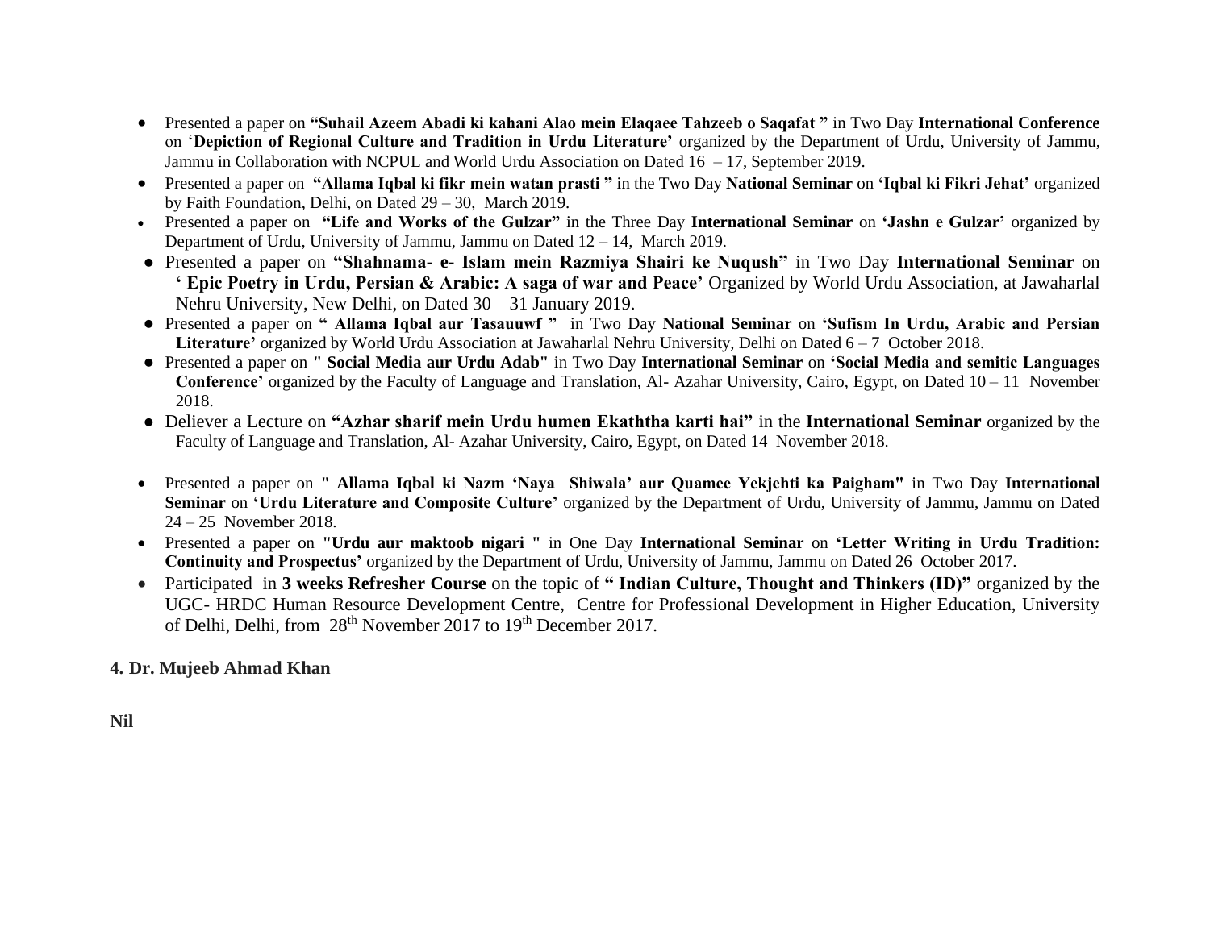- Presented a paper on **"Suhail Azeem Abadi ki kahani Alao mein Elaqaee Tahzeeb o Saqafat "** in Two Day **International Conference** on '**Depiction of Regional Culture and Tradition in Urdu Literature'** organized by the Department of Urdu, University of Jammu, Jammu in Collaboration with NCPUL and World Urdu Association on Dated 16 – 17, September 2019.
- Presented a paper on **"Allama Iqbal ki fikr mein watan prasti "** in the Two Day **National Seminar** on **'Iqbal ki Fikri Jehat'** organized by Faith Foundation, Delhi, on Dated 29 – 30, March 2019.
- Presented a paper on **"Life and Works of the Gulzar"** in the Three Day **International Seminar** on **'Jashn e Gulzar'** organized by Department of Urdu, University of Jammu, Jammu on Dated 12 – 14, March 2019.
- Presented a paper on **"Shahnama- e- Islam mein Razmiya Shairi ke Nuqush"** in Two Day **International Seminar** on **' Epic Poetry in Urdu, Persian & Arabic: A saga of war and Peace'** Organized by World Urdu Association, at Jawaharlal Nehru University, New Delhi, on Dated 30 – 31 January 2019.
- Presented a paper on **" Allama Iqbal aur Tasauuwf "** in Two Day **National Seminar** on **'Sufism In Urdu, Arabic and Persian Literature'** organized by World Urdu Association at Jawaharlal Nehru University, Delhi on Dated 6 – 7 October 2018.
- Presented a paper on **" Social Media aur Urdu Adab"** in Two Day **International Seminar** on **'Social Media and semitic Languages Conference'** organized by the Faculty of Language and Translation, Al- Azahar University, Cairo, Egypt, on Dated 10 – 11 November 2018.
- Deliever a Lecture on **"Azhar sharif mein Urdu humen Ekaththa karti hai"** in the **International Seminar** organized by the Faculty of Language and Translation, Al- Azahar University, Cairo, Egypt, on Dated 14 November 2018.
- Presented a paper on **" Allama Iqbal ki Nazm 'Naya Shiwala' aur Quamee Yekjehti ka Paigham"** in Two Day **International Seminar** on **'Urdu Literature and Composite Culture'** organized by the Department of Urdu, University of Jammu, Jammu on Dated 24 – 25 November 2018.
- Presented a paper on **"Urdu aur maktoob nigari "** in One Day **International Seminar** on **'Letter Writing in Urdu Tradition: Continuity and Prospectus'** organized by the Department of Urdu, University of Jammu, Jammu on Dated 26 October 2017.
- Participated in **3 weeks Refresher Course** on the topic of **" Indian Culture, Thought and Thinkers (ID)"** organized by the UGC- HRDC Human Resource Development Centre, Centre for Professional Development in Higher Education, University of Delhi, Delhi, from 28th November 2017 to 19th December 2017.

**4. Dr. Mujeeb Ahmad Khan**

**Nil**